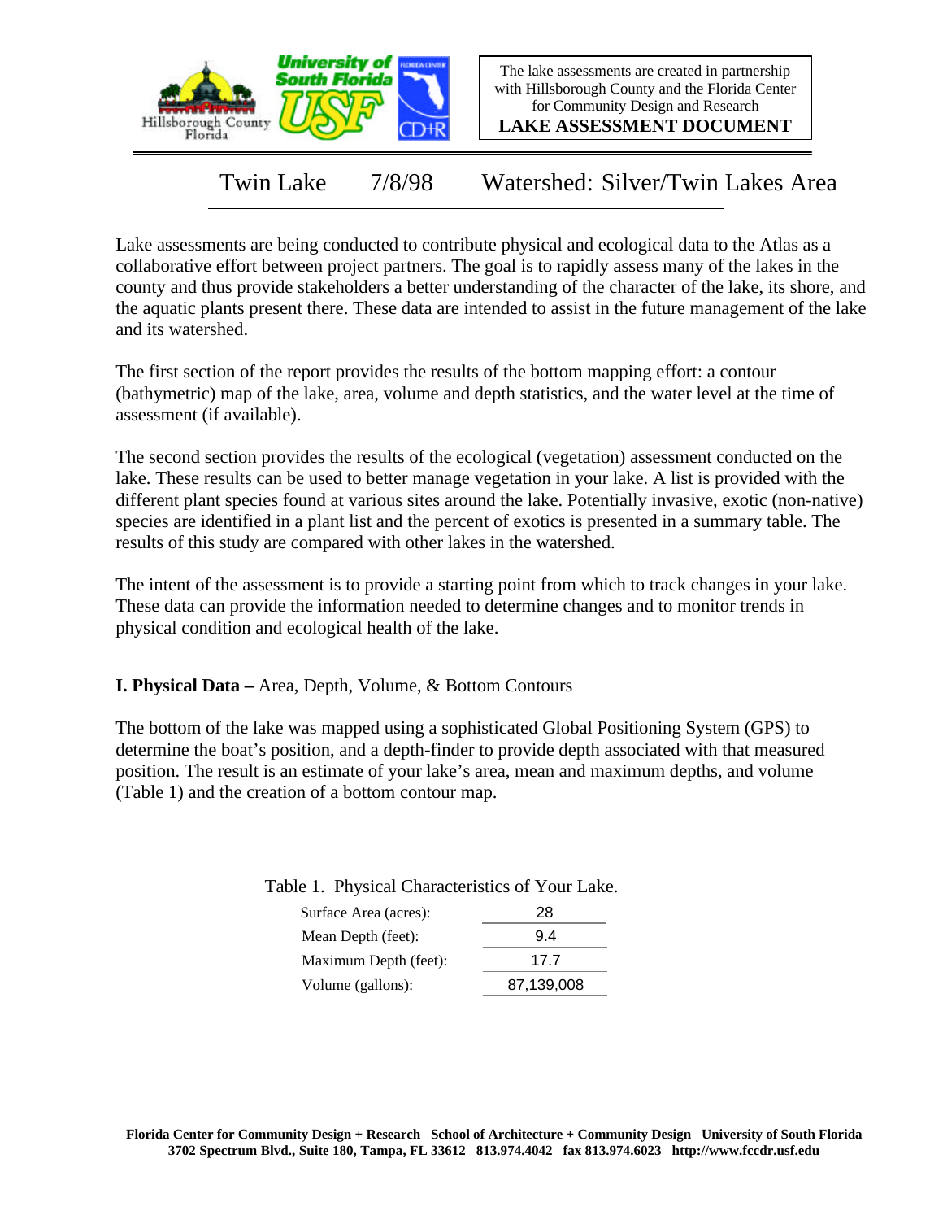The lake assessments are created in partnership with Hillsborough County and the Florida Center for Community Design and Research

**LAKE ASSESSMENT DOCUMENT**

# Twin Lake 7/8/98 Watershed: Silver/Twin Lakes Area

Lake assessments are being conducted to contribute physical and ecological data to the Atlas as a collaborative effort between project partners. The goal is to rapidly assess many of the lakes in the county and thus provide stakeholders a better understanding of the character of the lake, its shore, and the aquatic plants present there. These data are intended to assist in the future management of the lake and its watershed.

The first section of the report provides the results of the bottom mapping effort: a contour (bathymetric) map of the lake, area, volume and depth statistics, and the water level at the time of assessment (if available).

The second section provides the results of the ecological (vegetation) assessment conducted on the lake. These results can be used to better manage vegetation in your lake. A list is provided with the different plant species found at various sites around the lake. Potentially invasive, exotic (non-native) species are identified in a plant list and the percent of exotics is presented in a summary table. The results of this study are compared with other lakes in the watershed.

The intent of the assessment is to provide a starting point from which to track changes in your lake. These data can provide the information needed to determine changes and to monitor trends in physical condition and ecological health of the lake.

## I. Physical Data – Area, Depth, Volume, & Bottom Contours

The bottom of the lake was mapped using a sophisticated Global Positioning System (GPS) to determine the boat's position, and a depth-finder to provide depth associated with that measured position. The result is an estimate of your lake's area, mean and maximum depths, and volume (Table 1) and the creation of a bottom contour map.

Table 1. Physical Characteristics of Your Lake.

| | |
|---|---|
| Surface Area (acres): | 28 |
| Mean Depth (feet): | 9.4 |
| Maximum Depth (feet): | 17.7 |
| Volume (gallons): | 87,139,008 |

**Florida Center for Community Design + Research School of Architecture + Community Design University of South Florida 3702 Spectrum Blvd., Suite 180, Tampa, FL 33612 813.974.4042 fax 813.974.6023 http://www.fccdr.usf.edu**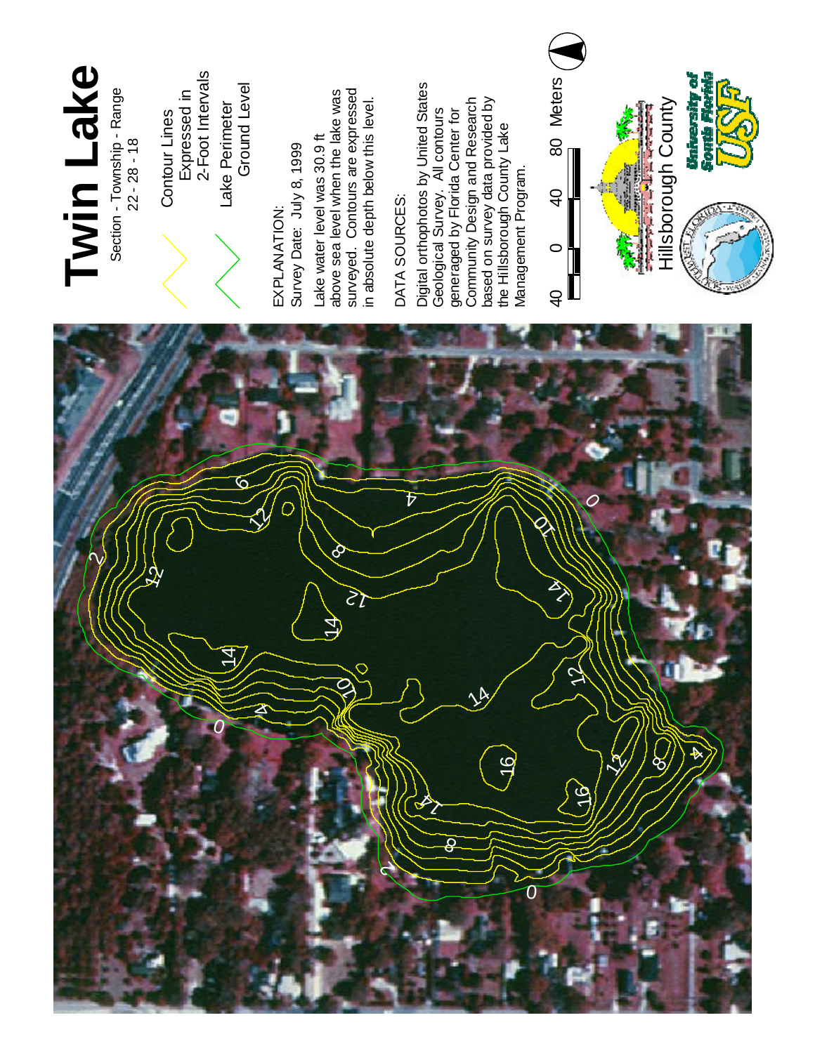# Twin Lake

Section - Township - Range
22 - 28 - 18

Contour Lines
Expressed in
2-Foot Intervals

Lake Perimeter
Ground Level

EXPLANATION:
Survey Date: July 8, 1999

Lake water level was 30.9 ft above sea level when the lake was surveyed. Contours are expressed in absolute depth below this level.

DATA SOURCES:

Digital orthophotos by United States Geological Survey. All contours generaged by Florida Center for Community Design and Research based on survey data provided by the Hillsborough County Lake Management Program.

40 0 40 80 Meters

Hillsborough County

University of South Florida
USF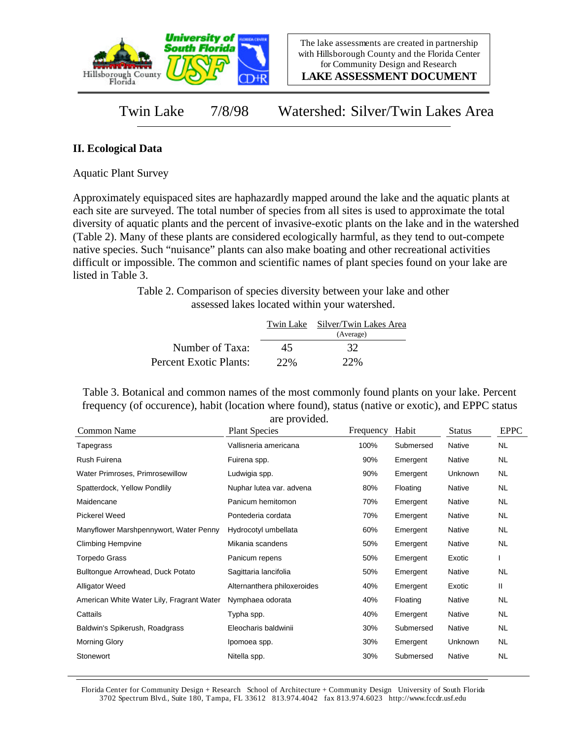The lake assessments are created in partnership with Hillsborough County and the Florida Center for Community Design and Research
**LAKE ASSESSMENT DOCUMENT**

# Twin Lake 7/8/98 Watershed: Silver/Twin Lakes Area

## II. Ecological Data

Aquatic Plant Survey

Approximately equispaced sites are haphazardly mapped around the lake and the aquatic plants at each site are surveyed. The total number of species from all sites is used to approximate the total diversity of aquatic plants and the percent of invasive-exotic plants on the lake and in the watershed (Table 2). Many of these plants are considered ecologically harmful, as they tend to out-compete native species. Such "nuisance" plants can also make boating and other recreational activities difficult or impossible. The common and scientific names of plant species found on your lake are listed in Table 3.

Table 2. Comparison of species diversity between your lake and other assessed lakes located within your watershed.

| | Twin Lake | Silver/Twin Lakes Area (Average) |
|---|---|---|
| Number of Taxa: | 45 | 32 |
| Percent Exotic Plants: | 22% | 22% |

Table 3. Botanical and common names of the most commonly found plants on your lake. Percent frequency (of occurence), habit (location where found), status (native or exotic), and EPPC status are provided.

| Common Name | Plant Species | Frequency | Habit | Status | EPPC |
|---|---|---|---|---|---|
| Tapegrass | Vallisneria americana | 100% | Submersed | Native | NL |
| Rush Fuirena | Fuirena spp. | 90% | Emergent | Native | NL |
| Water Primroses, Primrosewillow | Ludwigia spp. | 90% | Emergent | Unknown | NL |
| Spatterdock, Yellow Pondlily | Nuphar lutea var. advena | 80% | Floating | Native | NL |
| Maidencane | Panicum hemitomon | 70% | Emergent | Native | NL |
| Pickerel Weed | Pontederia cordata | 70% | Emergent | Native | NL |
| Manyflower Marshpennywort, Water Penny | Hydrocotyl umbellata | 60% | Emergent | Native | NL |
| Climbing Hempvine | Mikania scandens | 50% | Emergent | Native | NL |
| Torpedo Grass | Panicum repens | 50% | Emergent | Exotic | I |
| Bulltongue Arrowhead, Duck Potato | Sagittaria lancifolia | 50% | Emergent | Native | NL |
| Alligator Weed | Alternanthera philoxeroides | 40% | Emergent | Exotic | II |
| American White Water Lily, Fragrant Water | Nymphaea odorata | 40% | Floating | Native | NL |
| Cattails | Typha spp. | 40% | Emergent | Native | NL |
| Baldwin's Spikerush, Roadgrass | Eleocharis baldwinii | 30% | Submersed | Native | NL |
| Morning Glory | Ipomoea spp. | 30% | Emergent | Unknown | NL |
| Stonewort | Nitella spp. | 30% | Submersed | Native | NL |

Florida Center for Community Design + Research School of Architecture + Community Design University of South Florida 3702 Spectrum Blvd., Suite 180, Tampa, FL 33612 813.974.4042 fax 813.974.6023 http://www.fccdr.usf.edu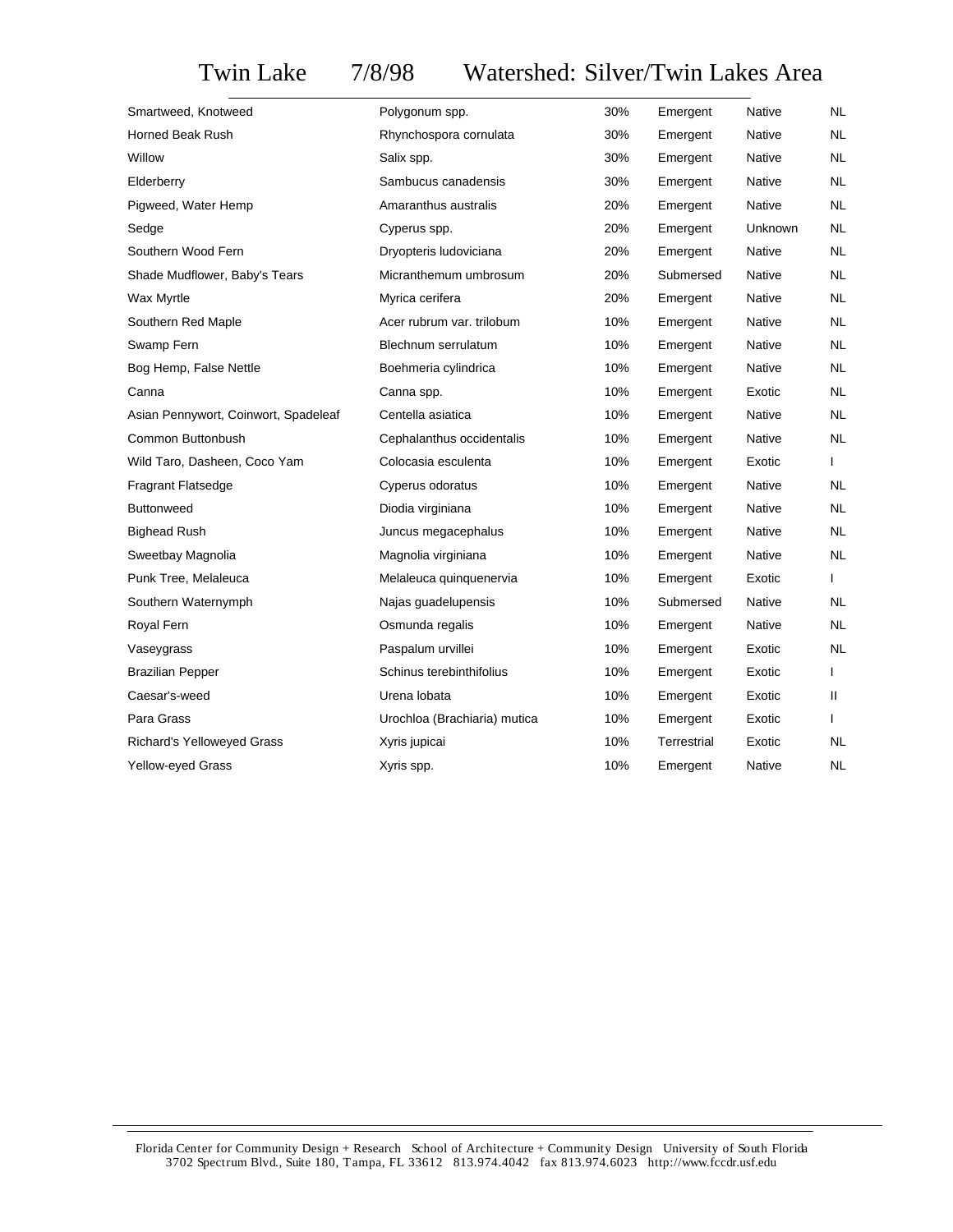# Twin Lake 7/8/98 Watershed: Silver/Twin Lakes Area

| | | | | | |
|---|---|---|---|---|---|
| Smartweed, Knotweed | Polygonum spp. | 30% | Emergent | Native | NL |
| Horned Beak Rush | Rhynchospora cornulata | 30% | Emergent | Native | NL |
| Willow | Salix spp. | 30% | Emergent | Native | NL |
| Elderberry | Sambucus canadensis | 30% | Emergent | Native | NL |
| Pigweed, Water Hemp | Amaranthus australis | 20% | Emergent | Native | NL |
| Sedge | Cyperus spp. | 20% | Emergent | Unknown | NL |
| Southern Wood Fern | Dryopteris ludoviciana | 20% | Emergent | Native | NL |
| Shade Mudflower, Baby's Tears | Micranthemum umbrosum | 20% | Submersed | Native | NL |
| Wax Myrtle | Myrica cerifera | 20% | Emergent | Native | NL |
| Southern Red Maple | Acer rubrum var. trilobum | 10% | Emergent | Native | NL |
| Swamp Fern | Blechnum serrulatum | 10% | Emergent | Native | NL |
| Bog Hemp, False Nettle | Boehmeria cylindrica | 10% | Emergent | Native | NL |
| Canna | Canna spp. | 10% | Emergent | Exotic | NL |
| Asian Pennywort, Coinwort, Spadeleaf | Centella asiatica | 10% | Emergent | Native | NL |
| Common Buttonbush | Cephalanthus occidentalis | 10% | Emergent | Native | NL |
| Wild Taro, Dasheen, Coco Yam | Colocasia esculenta | 10% | Emergent | Exotic | I |
| Fragrant Flatsedge | Cyperus odoratus | 10% | Emergent | Native | NL |
| Buttonweed | Diodia virginiana | 10% | Emergent | Native | NL |
| Bighead Rush | Juncus megacephalus | 10% | Emergent | Native | NL |
| Sweetbay Magnolia | Magnolia virginiana | 10% | Emergent | Native | NL |
| Punk Tree, Melaleuca | Melaleuca quinquenervia | 10% | Emergent | Exotic | I |
| Southern Waternymph | Najas guadelupensis | 10% | Submersed | Native | NL |
| Royal Fern | Osmunda regalis | 10% | Emergent | Native | NL |
| Vaseygrass | Paspalum urvillei | 10% | Emergent | Exotic | NL |
| Brazilian Pepper | Schinus terebinthifolius | 10% | Emergent | Exotic | I |
| Caesar's-weed | Urena lobata | 10% | Emergent | Exotic | II |
| Para Grass | Urochloa (Brachiaria) mutica | 10% | Emergent | Exotic | I |
| Richard's Yelloweyed Grass | Xyris jupicai | 10% | Terrestrial | Exotic | NL |
| Yellow-eyed Grass | Xyris spp. | 10% | Emergent | Native | NL |

Florida Center for Community Design + Research School of Architecture + Community Design University of South Florida
3702 Spectrum Blvd., Suite 180, Tampa, FL 33612 813.974.4042 fax 813.974.6023 http://www.fccdr.usf.edu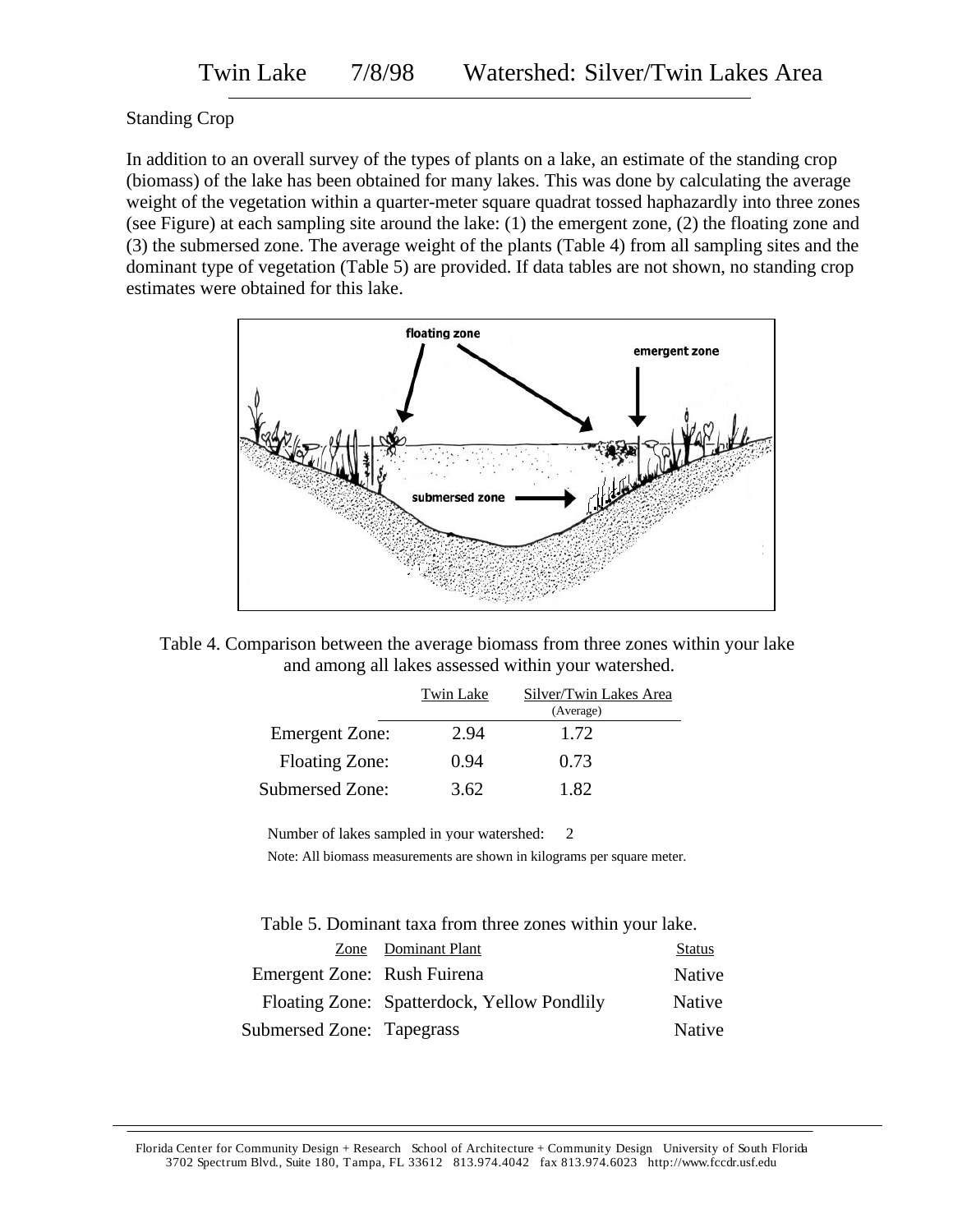Twin Lake 7/8/98 Watershed: Silver/Twin Lakes Area

Standing Crop

In addition to an overall survey of the types of plants on a lake, an estimate of the standing crop (biomass) of the lake has been obtained for many lakes. This was done by calculating the average weight of the vegetation within a quarter-meter square quadrat tossed haphazardly into three zones (see Figure) at each sampling site around the lake: (1) the emergent zone, (2) the floating zone and (3) the submersed zone. The average weight of the plants (Table 4) from all sampling sites and the dominant type of vegetation (Table 5) are provided. If data tables are not shown, no standing crop estimates were obtained for this lake.

floating zone

emergent zone

submersed zone

Table 4. Comparison between the average biomass from three zones within your lake and among all lakes assessed within your watershed.

| | Twin Lake | Silver/Twin Lakes Area (Average) |
|---|---|---|
| Emergent Zone: | 2.94 | 1.72 |
| Floating Zone: | 0.94 | 0.73 |
| Submersed Zone: | 3.62 | 1.82 |

Number of lakes sampled in your watershed: 2

Note: All biomass measurements are shown in kilograms per square meter.

Table 5. Dominant taxa from three zones within your lake.

| Zone | Dominant Plant | Status |
|---|---|---|
| Emergent Zone: | Rush Fuirena | Native |
| Floating Zone: | Spatterdock, Yellow Pondlily | Native |
| Submersed Zone: | Tapegrass | Native |